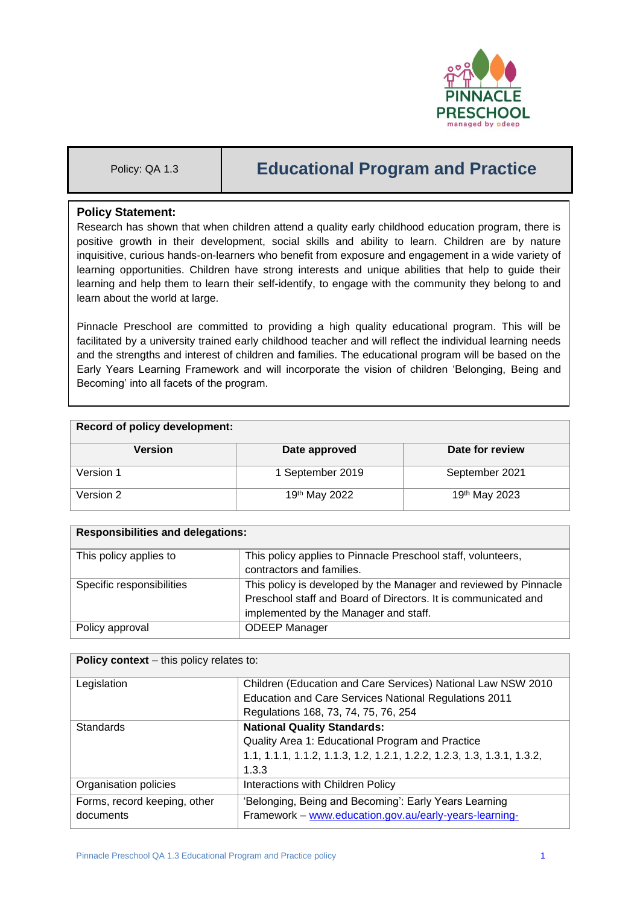| Policy: QA 1.3 | Educational Program and Practice |
|---|---|

**Policy Statement:**

Research has shown that when children attend a quality early childhood education program, there is positive growth in their development, social skills and ability to learn. Children are by nature inquisitive, curious hands-on-learners who benefit from exposure and engagement in a wide variety of learning opportunities. Children have strong interests and unique abilities that help to guide their learning and help them to learn their self-identify, to engage with the community they belong to and learn about the world at large.

Pinnacle Preschool are committed to providing a high quality educational program. This will be facilitated by a university trained early childhood teacher and will reflect the individual learning needs and the strengths and interest of children and families. The educational program will be based on the Early Years Learning Framework and will incorporate the vision of children 'Belonging, Being and Becoming' into all facets of the program.

| **Record of policy development:** | | |
|---|---|---|
| **Version** | **Date approved** | **Date for review** |
| Version 1 | 1 September 2019 | September 2021 |
| Version 2 | 19th May 2022 | 19th May 2023 |

| **Responsibilities and delegations:** | |
|---|---|
| This policy applies to | This policy applies to Pinnacle Preschool staff, volunteers, contractors and families. |
| Specific responsibilities | This policy is developed by the Manager and reviewed by Pinnacle Preschool staff and Board of Directors. It is communicated and implemented by the Manager and staff. |
| Policy approval | ODEEP Manager |

| **Policy context** – this policy relates to: | |
|---|---|
| Legislation | Children (Education and Care Services) National Law NSW 2010<br>Education and Care Services National Regulations 2011<br>Regulations 168, 73, 74, 75, 76, 254 |
| Standards | **National Quality Standards:**<br>Quality Area 1: Educational Program and Practice<br>1.1, 1.1.1, 1.1.2, 1.1.3, 1.2, 1.2.1, 1.2.2, 1.2.3, 1.3, 1.3.1, 1.3.2, 1.3.3 |
| Organisation policies | Interactions with Children Policy |
| Forms, record keeping, other documents | 'Belonging, Being and Becoming': Early Years Learning Framework – www.education.gov.au/early-years-learning- |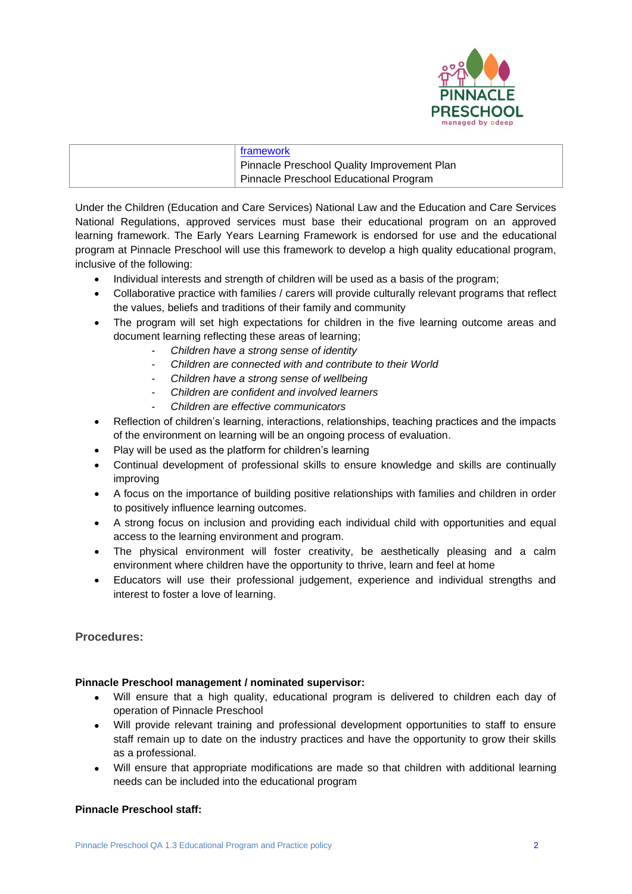| | |
|---|---|
| | framework<br>Pinnacle Preschool Quality Improvement Plan<br>Pinnacle Preschool Educational Program |

Under the Children (Education and Care Services) National Law and the Education and Care Services National Regulations, approved services must base their educational program on an approved learning framework. The Early Years Learning Framework is endorsed for use and the educational program at Pinnacle Preschool will use this framework to develop a high quality educational program, inclusive of the following:

- Individual interests and strength of children will be used as a basis of the program;
- Collaborative practice with families / carers will provide culturally relevant programs that reflect the values, beliefs and traditions of their family and community
- The program will set high expectations for children in the five learning outcome areas and document learning reflecting these areas of learning;
    - *Children have a strong sense of identity*
    - *Children are connected with and contribute to their World*
    - *Children have a strong sense of wellbeing*
    - *Children are confident and involved learners*
    - *Children are effective communicators*
- Reflection of children's learning, interactions, relationships, teaching practices and the impacts of the environment on learning will be an ongoing process of evaluation.
- Play will be used as the platform for children's learning
- Continual development of professional skills to ensure knowledge and skills are continually improving
- A focus on the importance of building positive relationships with families and children in order to positively influence learning outcomes.
- A strong focus on inclusion and providing each individual child with opportunities and equal access to the learning environment and program.
- The physical environment will foster creativity, be aesthetically pleasing and a calm environment where children have the opportunity to thrive, learn and feel at home
- Educators will use their professional judgement, experience and individual strengths and interest to foster a love of learning.

## Procedures:

**Pinnacle Preschool management / nominated supervisor:**

- Will ensure that a high quality, educational program is delivered to children each day of operation of Pinnacle Preschool
- Will provide relevant training and professional development opportunities to staff to ensure staff remain up to date on the industry practices and have the opportunity to grow their skills as a professional.
- Will ensure that appropriate modifications are made so that children with additional learning needs can be included into the educational program

**Pinnacle Preschool staff:**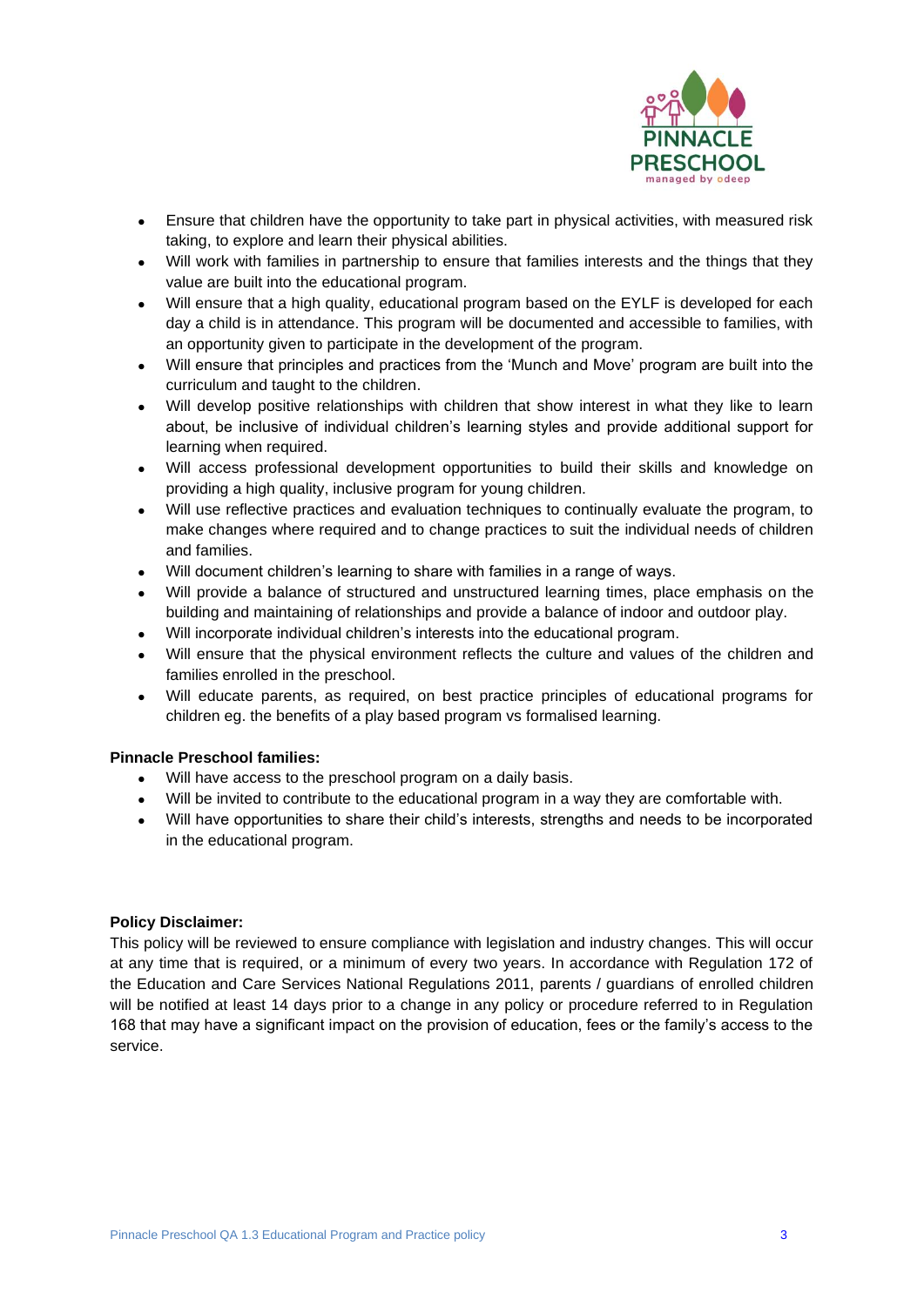- Ensure that children have the opportunity to take part in physical activities, with measured risk taking, to explore and learn their physical abilities.
- Will work with families in partnership to ensure that families interests and the things that they value are built into the educational program.
- Will ensure that a high quality, educational program based on the EYLF is developed for each day a child is in attendance. This program will be documented and accessible to families, with an opportunity given to participate in the development of the program.
- Will ensure that principles and practices from the 'Munch and Move' program are built into the curriculum and taught to the children.
- Will develop positive relationships with children that show interest in what they like to learn about, be inclusive of individual children's learning styles and provide additional support for learning when required.
- Will access professional development opportunities to build their skills and knowledge on providing a high quality, inclusive program for young children.
- Will use reflective practices and evaluation techniques to continually evaluate the program, to make changes where required and to change practices to suit the individual needs of children and families.
- Will document children's learning to share with families in a range of ways.
- Will provide a balance of structured and unstructured learning times, place emphasis on the building and maintaining of relationships and provide a balance of indoor and outdoor play.
- Will incorporate individual children's interests into the educational program.
- Will ensure that the physical environment reflects the culture and values of the children and families enrolled in the preschool.
- Will educate parents, as required, on best practice principles of educational programs for children eg. the benefits of a play based program vs formalised learning.

**Pinnacle Preschool families:**

- Will have access to the preschool program on a daily basis.
- Will be invited to contribute to the educational program in a way they are comfortable with.
- Will have opportunities to share their child's interests, strengths and needs to be incorporated in the educational program.

**Policy Disclaimer:**

This policy will be reviewed to ensure compliance with legislation and industry changes. This will occur at any time that is required, or a minimum of every two years. In accordance with Regulation 172 of the Education and Care Services National Regulations 2011, parents / guardians of enrolled children will be notified at least 14 days prior to a change in any policy or procedure referred to in Regulation 168 that may have a significant impact on the provision of education, fees or the family's access to the service.